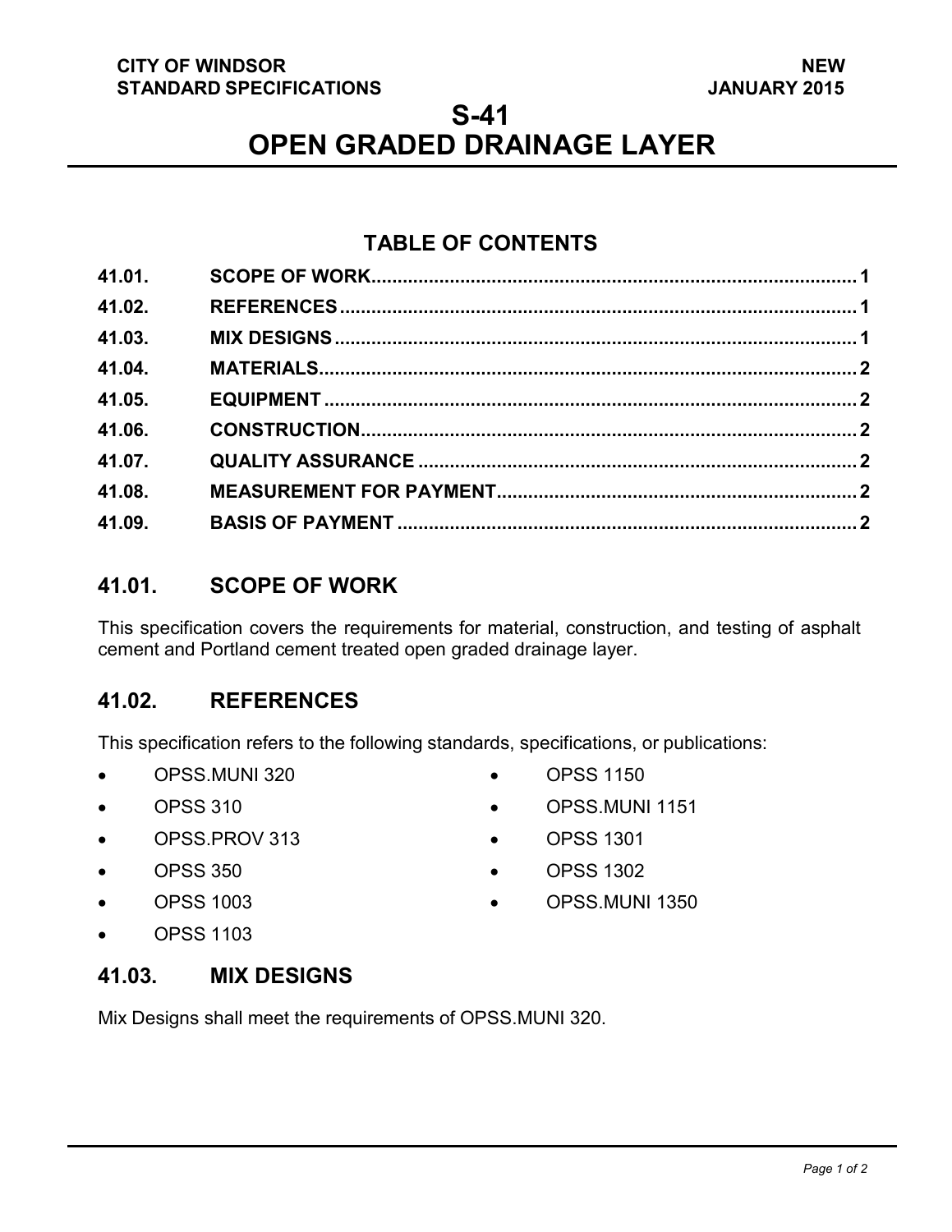**CITY OF WINDSOR**
**STANDARD SPECIFICATIONS**

**NEW**
**JANUARY 2015**

# S-41
# OPEN GRADED DRAINAGE LAYER

## TABLE OF CONTENTS

| | | |
|---|---|---|
| 41.01. | SCOPE OF WORK | 1 |
| 41.02. | REFERENCES | 1 |
| 41.03. | MIX DESIGNS | 1 |
| 41.04. | MATERIALS | 2 |
| 41.05. | EQUIPMENT | 2 |
| 41.06. | CONSTRUCTION | 2 |
| 41.07. | QUALITY ASSURANCE | 2 |
| 41.08. | MEASUREMENT FOR PAYMENT | 2 |
| 41.09. | BASIS OF PAYMENT | 2 |

## 41.01. SCOPE OF WORK

This specification covers the requirements for material, construction, and testing of asphalt cement and Portland cement treated open graded drainage layer.

## 41.02. REFERENCES

This specification refers to the following standards, specifications, or publications:

- OPSS.MUNI 320
- OPSS 310
- OPSS.PROV 313
- OPSS 350
- OPSS 1003
- OPSS 1103
- OPSS 1150
- OPSS.MUNI 1151
- OPSS 1301
- OPSS 1302
- OPSS.MUNI 1350

## 41.03. MIX DESIGNS

Mix Designs shall meet the requirements of OPSS.MUNI 320.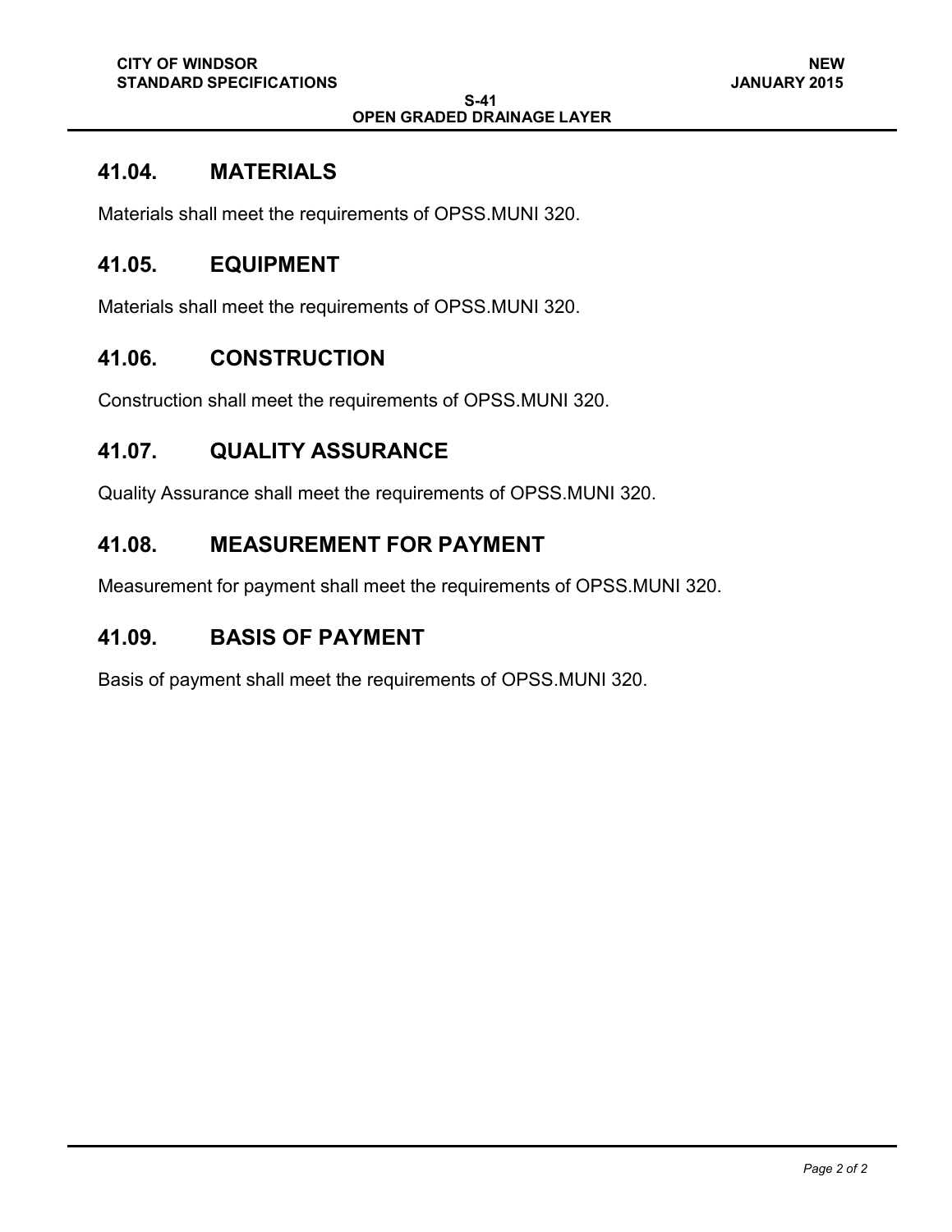## 41.04. MATERIALS

Materials shall meet the requirements of OPSS.MUNI 320.

## 41.05. EQUIPMENT

Materials shall meet the requirements of OPSS.MUNI 320.

## 41.06. CONSTRUCTION

Construction shall meet the requirements of OPSS.MUNI 320.

## 41.07. QUALITY ASSURANCE

Quality Assurance shall meet the requirements of OPSS.MUNI 320.

## 41.08. MEASUREMENT FOR PAYMENT

Measurement for payment shall meet the requirements of OPSS.MUNI 320.

## 41.09. BASIS OF PAYMENT

Basis of payment shall meet the requirements of OPSS.MUNI 320.